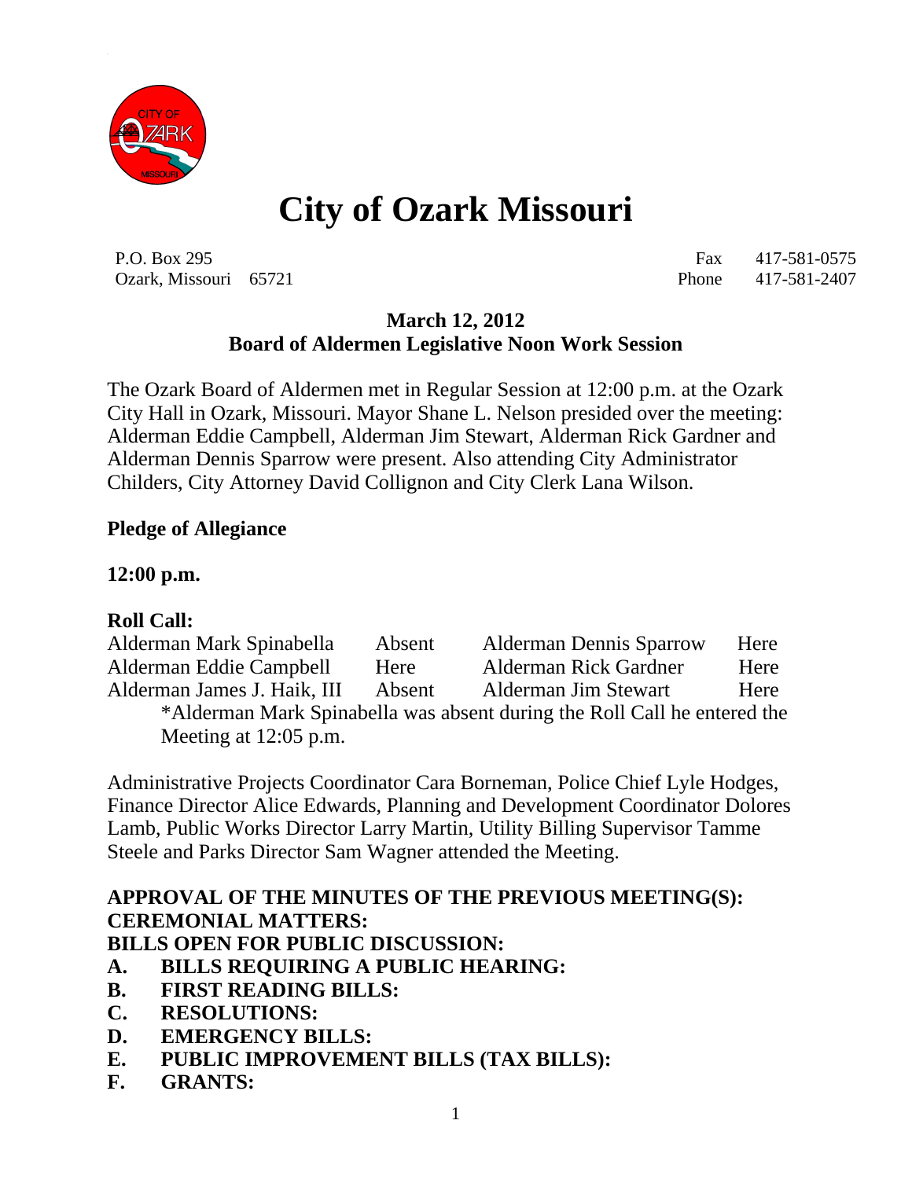# City of Ozark Missouri

P.O. Box 295 Fax 417-581-0575
Ozark, Missouri 65721 Phone 417-581-2407

**March 12, 2012**
**Board of Aldermen Legislative Noon Work Session**

The Ozark Board of Aldermen met in Regular Session at 12:00 p.m. at the Ozark City Hall in Ozark, Missouri. Mayor Shane L. Nelson presided over the meeting: Alderman Eddie Campbell, Alderman Jim Stewart, Alderman Rick Gardner and Alderman Dennis Sparrow were present. Also attending City Administrator Childers, City Attorney David Collignon and City Clerk Lana Wilson.

**Pledge of Allegiance**

**12:00 p.m.**

**Roll Call:**

| | | | |
|---|---|---|---|
| Alderman Mark Spinabella | Absent | Alderman Dennis Sparrow | Here |
| Alderman Eddie Campbell | Here | Alderman Rick Gardner | Here |
| Alderman James J. Haik, III | Absent | Alderman Jim Stewart | Here |

*Alderman Mark Spinabella was absent during the Roll Call he entered the Meeting at 12:05 p.m.

Administrative Projects Coordinator Cara Borneman, Police Chief Lyle Hodges, Finance Director Alice Edwards, Planning and Development Coordinator Dolores Lamb, Public Works Director Larry Martin, Utility Billing Supervisor Tamme Steele and Parks Director Sam Wagner attended the Meeting.

**APPROVAL OF THE MINUTES OF THE PREVIOUS MEETING(S):**
**CEREMONIAL MATTERS:**
**BILLS OPEN FOR PUBLIC DISCUSSION:**

**A. BILLS REQUIRING A PUBLIC HEARING:**
**B. FIRST READING BILLS:**
**C. RESOLUTIONS:**
**D. EMERGENCY BILLS:**
**E. PUBLIC IMPROVEMENT BILLS (TAX BILLS):**
**F. GRANTS:**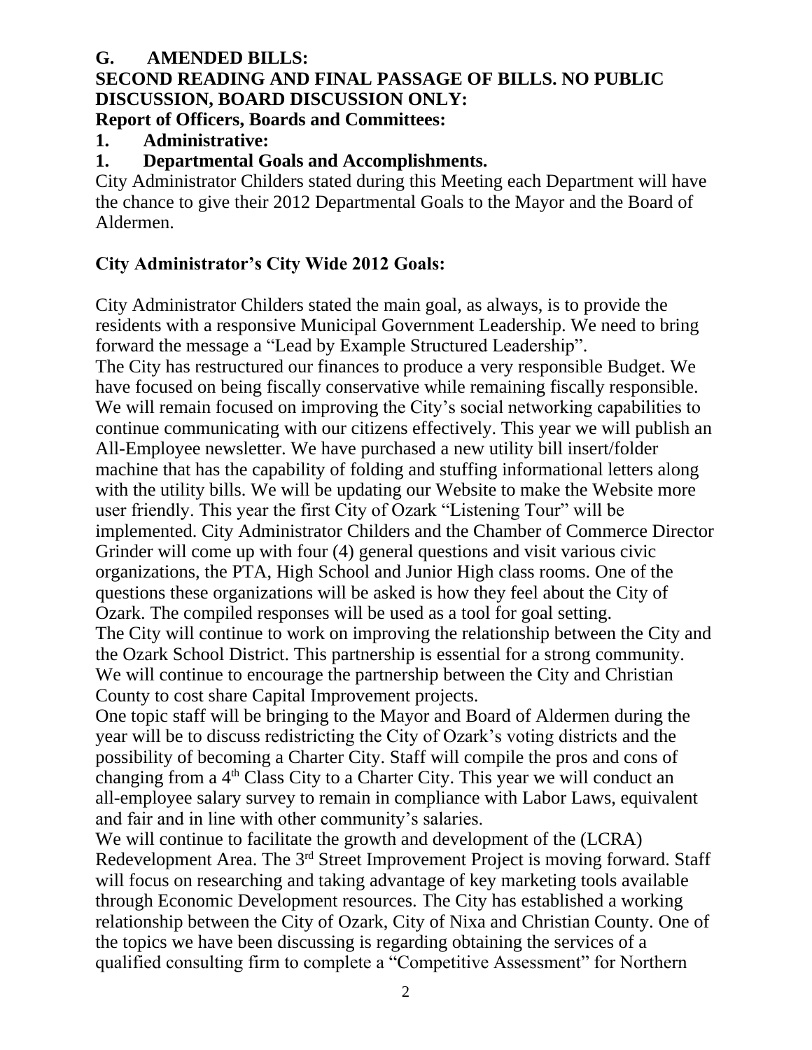**G. AMENDED BILLS:**

**SECOND READING AND FINAL PASSAGE OF BILLS. NO PUBLIC DISCUSSION, BOARD DISCUSSION ONLY:**

**Report of Officers, Boards and Committees:**

**1. Administrative:**

**1. Departmental Goals and Accomplishments.**

City Administrator Childers stated during this Meeting each Department will have the chance to give their 2012 Departmental Goals to the Mayor and the Board of Aldermen.

**City Administrator's City Wide 2012 Goals:**

City Administrator Childers stated the main goal, as always, is to provide the residents with a responsive Municipal Government Leadership. We need to bring forward the message a "Lead by Example Structured Leadership".
The City has restructured our finances to produce a very responsible Budget. We have focused on being fiscally conservative while remaining fiscally responsible. We will remain focused on improving the City's social networking capabilities to continue communicating with our citizens effectively. This year we will publish an All-Employee newsletter. We have purchased a new utility bill insert/folder machine that has the capability of folding and stuffing informational letters along with the utility bills. We will be updating our Website to make the Website more user friendly. This year the first City of Ozark "Listening Tour" will be implemented. City Administrator Childers and the Chamber of Commerce Director Grinder will come up with four (4) general questions and visit various civic organizations, the PTA, High School and Junior High class rooms. One of the questions these organizations will be asked is how they feel about the City of Ozark. The compiled responses will be used as a tool for goal setting.
The City will continue to work on improving the relationship between the City and the Ozark School District. This partnership is essential for a strong community. We will continue to encourage the partnership between the City and Christian County to cost share Capital Improvement projects.
One topic staff will be bringing to the Mayor and Board of Aldermen during the year will be to discuss redistricting the City of Ozark's voting districts and the possibility of becoming a Charter City. Staff will compile the pros and cons of changing from a 4th Class City to a Charter City. This year we will conduct an all-employee salary survey to remain in compliance with Labor Laws, equivalent and fair and in line with other community's salaries.
We will continue to facilitate the growth and development of the (LCRA) Redevelopment Area. The 3rd Street Improvement Project is moving forward. Staff will focus on researching and taking advantage of key marketing tools available through Economic Development resources. The City has established a working relationship between the City of Ozark, City of Nixa and Christian County. One of the topics we have been discussing is regarding obtaining the services of a qualified consulting firm to complete a "Competitive Assessment" for Northern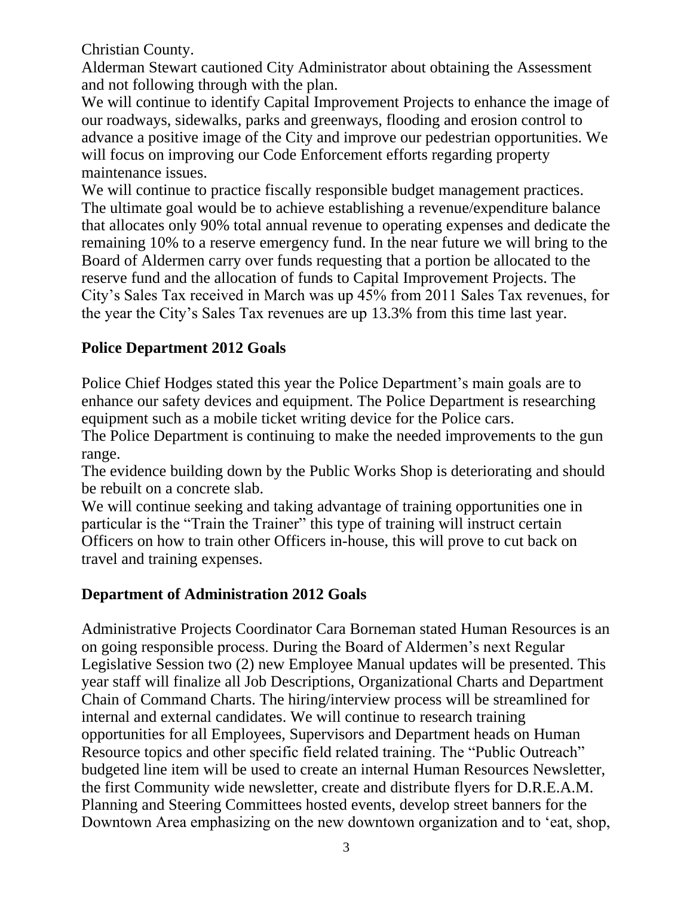Christian County.

Alderman Stewart cautioned City Administrator about obtaining the Assessment and not following through with the plan.

We will continue to identify Capital Improvement Projects to enhance the image of our roadways, sidewalks, parks and greenways, flooding and erosion control to advance a positive image of the City and improve our pedestrian opportunities. We will focus on improving our Code Enforcement efforts regarding property maintenance issues.

We will continue to practice fiscally responsible budget management practices. The ultimate goal would be to achieve establishing a revenue/expenditure balance that allocates only 90% total annual revenue to operating expenses and dedicate the remaining 10% to a reserve emergency fund. In the near future we will bring to the Board of Aldermen carry over funds requesting that a portion be allocated to the reserve fund and the allocation of funds to Capital Improvement Projects. The City's Sales Tax received in March was up 45% from 2011 Sales Tax revenues, for the year the City's Sales Tax revenues are up 13.3% from this time last year.

**Police Department 2012 Goals**

Police Chief Hodges stated this year the Police Department's main goals are to enhance our safety devices and equipment. The Police Department is researching equipment such as a mobile ticket writing device for the Police cars.

The Police Department is continuing to make the needed improvements to the gun range.

The evidence building down by the Public Works Shop is deteriorating and should be rebuilt on a concrete slab.

We will continue seeking and taking advantage of training opportunities one in particular is the "Train the Trainer" this type of training will instruct certain Officers on how to train other Officers in-house, this will prove to cut back on travel and training expenses.

**Department of Administration 2012 Goals**

Administrative Projects Coordinator Cara Borneman stated Human Resources is an on going responsible process. During the Board of Aldermen's next Regular Legislative Session two (2) new Employee Manual updates will be presented. This year staff will finalize all Job Descriptions, Organizational Charts and Department Chain of Command Charts. The hiring/interview process will be streamlined for internal and external candidates. We will continue to research training opportunities for all Employees, Supervisors and Department heads on Human Resource topics and other specific field related training. The "Public Outreach" budgeted line item will be used to create an internal Human Resources Newsletter, the first Community wide newsletter, create and distribute flyers for D.R.E.A.M. Planning and Steering Committees hosted events, develop street banners for the Downtown Area emphasizing on the new downtown organization and to 'eat, shop,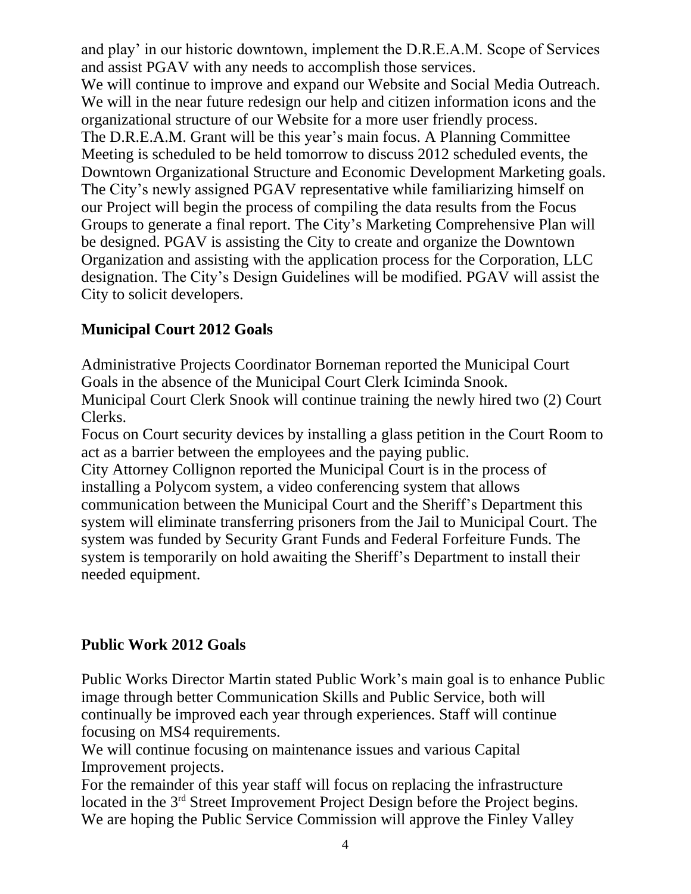and play' in our historic downtown, implement the D.R.E.A.M. Scope of Services and assist PGAV with any needs to accomplish those services.

We will continue to improve and expand our Website and Social Media Outreach. We will in the near future redesign our help and citizen information icons and the organizational structure of our Website for a more user friendly process.

The D.R.E.A.M. Grant will be this year's main focus. A Planning Committee Meeting is scheduled to be held tomorrow to discuss 2012 scheduled events, the Downtown Organizational Structure and Economic Development Marketing goals. The City's newly assigned PGAV representative while familiarizing himself on our Project will begin the process of compiling the data results from the Focus Groups to generate a final report. The City's Marketing Comprehensive Plan will be designed. PGAV is assisting the City to create and organize the Downtown Organization and assisting with the application process for the Corporation, LLC designation. The City's Design Guidelines will be modified. PGAV will assist the City to solicit developers.

**Municipal Court 2012 Goals**

Administrative Projects Coordinator Borneman reported the Municipal Court Goals in the absence of the Municipal Court Clerk Iciminda Snook.

Municipal Court Clerk Snook will continue training the newly hired two (2) Court Clerks.

Focus on Court security devices by installing a glass petition in the Court Room to act as a barrier between the employees and the paying public.

City Attorney Collignon reported the Municipal Court is in the process of installing a Polycom system, a video conferencing system that allows communication between the Municipal Court and the Sheriff's Department this system will eliminate transferring prisoners from the Jail to Municipal Court. The system was funded by Security Grant Funds and Federal Forfeiture Funds. The system is temporarily on hold awaiting the Sheriff's Department to install their needed equipment.

**Public Work 2012 Goals**

Public Works Director Martin stated Public Work's main goal is to enhance Public image through better Communication Skills and Public Service, both will continually be improved each year through experiences. Staff will continue focusing on MS4 requirements.

We will continue focusing on maintenance issues and various Capital Improvement projects.

For the remainder of this year staff will focus on replacing the infrastructure located in the 3rd Street Improvement Project Design before the Project begins. We are hoping the Public Service Commission will approve the Finley Valley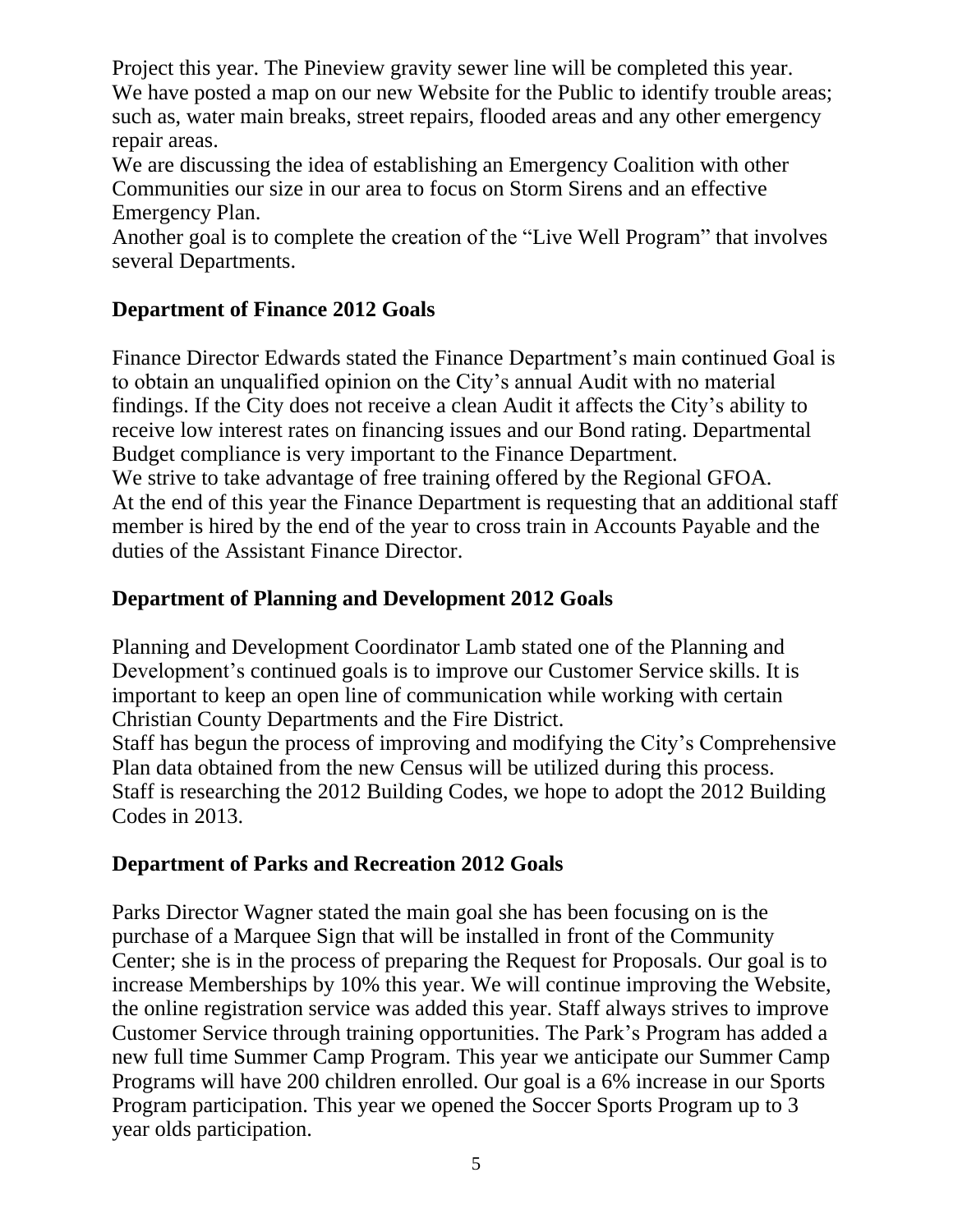Project this year. The Pineview gravity sewer line will be completed this year.
We have posted a map on our new Website for the Public to identify trouble areas; such as, water main breaks, street repairs, flooded areas and any other emergency repair areas.
We are discussing the idea of establishing an Emergency Coalition with other Communities our size in our area to focus on Storm Sirens and an effective Emergency Plan.
Another goal is to complete the creation of the "Live Well Program" that involves several Departments.

**Department of Finance 2012 Goals**

Finance Director Edwards stated the Finance Department's main continued Goal is to obtain an unqualified opinion on the City's annual Audit with no material findings. If the City does not receive a clean Audit it affects the City's ability to receive low interest rates on financing issues and our Bond rating. Departmental Budget compliance is very important to the Finance Department.
We strive to take advantage of free training offered by the Regional GFOA.
At the end of this year the Finance Department is requesting that an additional staff member is hired by the end of the year to cross train in Accounts Payable and the duties of the Assistant Finance Director.

**Department of Planning and Development 2012 Goals**

Planning and Development Coordinator Lamb stated one of the Planning and Development's continued goals is to improve our Customer Service skills. It is important to keep an open line of communication while working with certain Christian County Departments and the Fire District.
Staff has begun the process of improving and modifying the City's Comprehensive Plan data obtained from the new Census will be utilized during this process.
Staff is researching the 2012 Building Codes, we hope to adopt the 2012 Building Codes in 2013.

**Department of Parks and Recreation 2012 Goals**

Parks Director Wagner stated the main goal she has been focusing on is the purchase of a Marquee Sign that will be installed in front of the Community Center; she is in the process of preparing the Request for Proposals. Our goal is to increase Memberships by 10% this year. We will continue improving the Website, the online registration service was added this year. Staff always strives to improve Customer Service through training opportunities. The Park's Program has added a new full time Summer Camp Program. This year we anticipate our Summer Camp Programs will have 200 children enrolled. Our goal is a 6% increase in our Sports Program participation. This year we opened the Soccer Sports Program up to 3 year olds participation.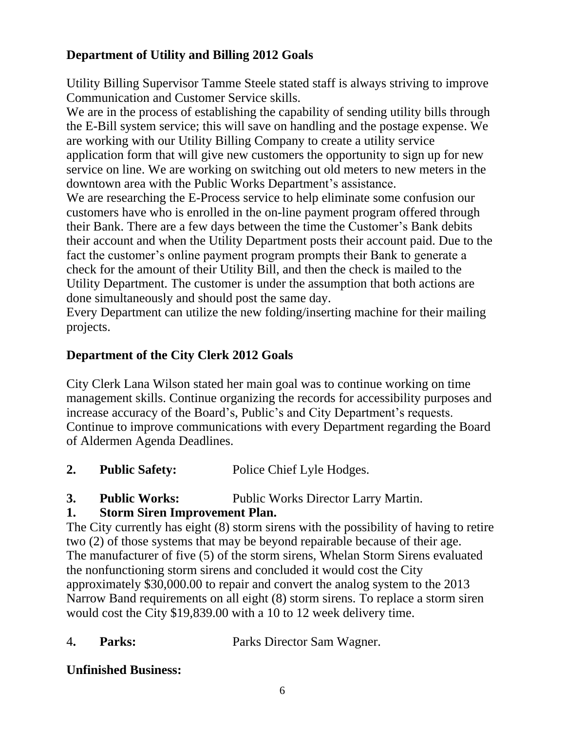**Department of Utility and Billing 2012 Goals**

Utility Billing Supervisor Tamme Steele stated staff is always striving to improve Communication and Customer Service skills.
We are in the process of establishing the capability of sending utility bills through the E-Bill system service; this will save on handling and the postage expense. We are working with our Utility Billing Company to create a utility service application form that will give new customers the opportunity to sign up for new service on line. We are working on switching out old meters to new meters in the downtown area with the Public Works Department's assistance.
We are researching the E-Process service to help eliminate some confusion our customers have who is enrolled in the on-line payment program offered through their Bank. There are a few days between the time the Customer's Bank debits their account and when the Utility Department posts their account paid. Due to the fact the customer's online payment program prompts their Bank to generate a check for the amount of their Utility Bill, and then the check is mailed to the Utility Department. The customer is under the assumption that both actions are done simultaneously and should post the same day.
Every Department can utilize the new folding/inserting machine for their mailing projects.

**Department of the City Clerk 2012 Goals**

City Clerk Lana Wilson stated her main goal was to continue working on time management skills. Continue organizing the records for accessibility purposes and increase accuracy of the Board's, Public's and City Department's requests. Continue to improve communications with every Department regarding the Board of Aldermen Agenda Deadlines.

**2. Public Safety:** Police Chief Lyle Hodges.

**3. Public Works:** Public Works Director Larry Martin.

**1. Storm Siren Improvement Plan.**

The City currently has eight (8) storm sirens with the possibility of having to retire two (2) of those systems that may be beyond repairable because of their age. The manufacturer of five (5) of the storm sirens, Whelan Storm Sirens evaluated the nonfunctioning storm sirens and concluded it would cost the City approximately $30,000.00 to repair and convert the analog system to the 2013 Narrow Band requirements on all eight (8) storm sirens. To replace a storm siren would cost the City $19,839.00 with a 10 to 12 week delivery time.

4**. Parks:** Parks Director Sam Wagner.

**Unfinished Business:**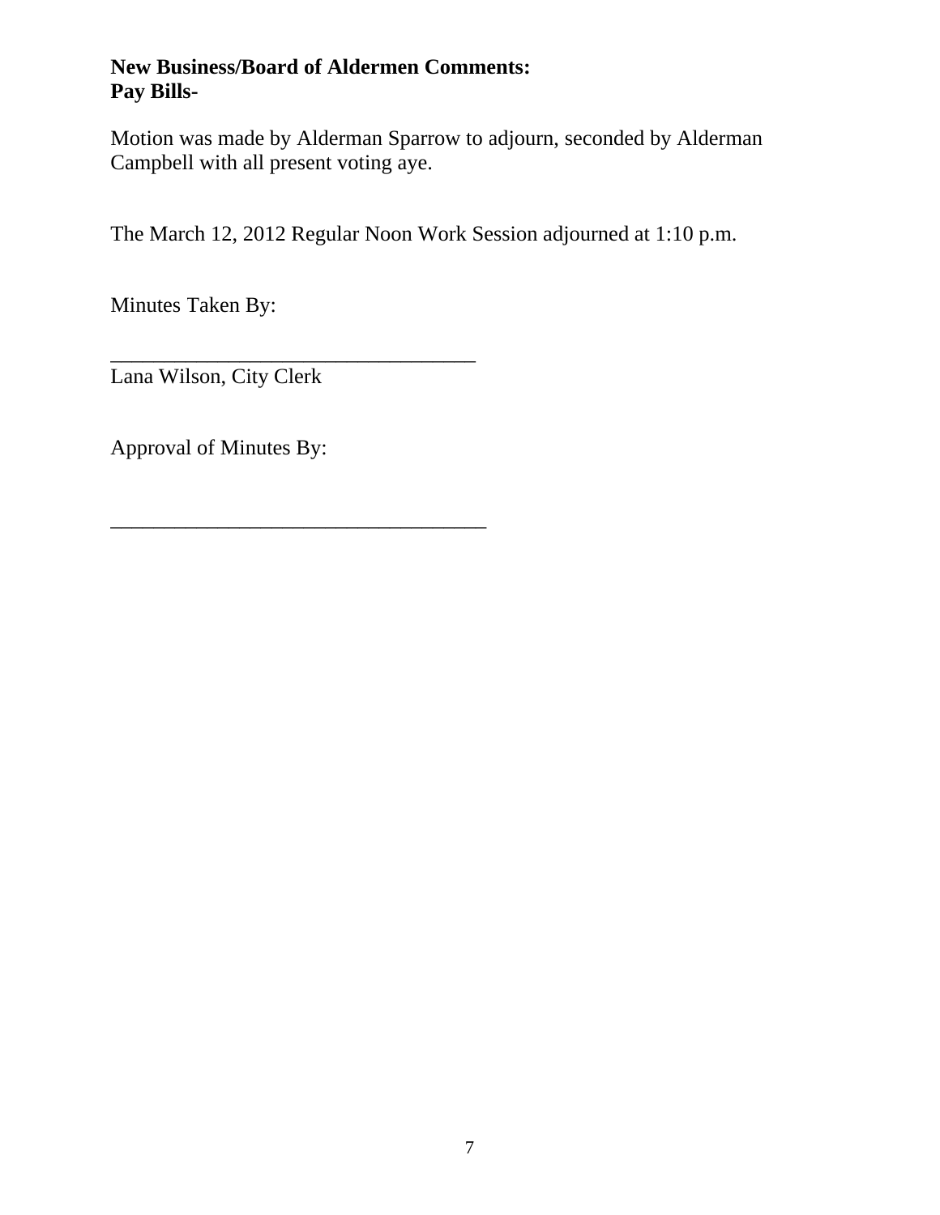**New Business/Board of Aldermen Comments:**
**Pay Bills-**

Motion was made by Alderman Sparrow to adjourn, seconded by Alderman Campbell with all present voting aye.

The March 12, 2012 Regular Noon Work Session adjourned at 1:10 p.m.

Minutes Taken By:

___________________________________
Lana Wilson, City Clerk

Approval of Minutes By:

___________________________________